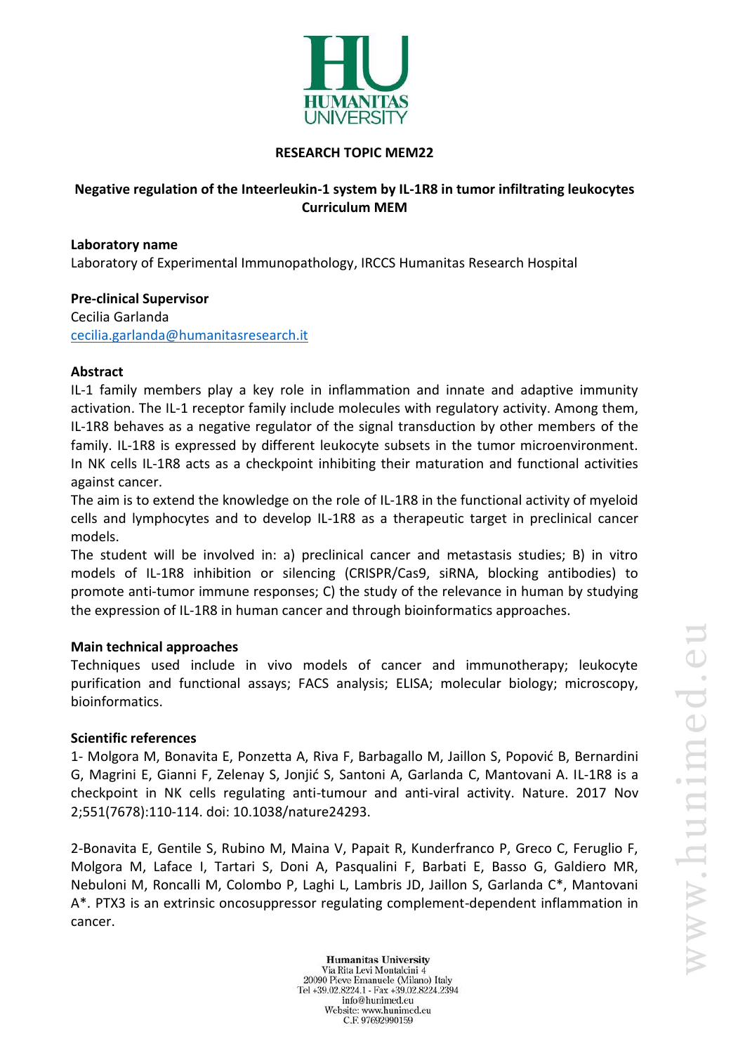**RESEARCH TOPIC MEM22**

# Negative regulation of the Inteerleukin-1 system by IL-1R8 in tumor infiltrating leukocytes Curriculum MEM

**Laboratory name**

Laboratory of Experimental Immunopathology, IRCCS Humanitas Research Hospital

**Pre-clinical Supervisor**

Cecilia Garlanda

cecilia.garlanda@humanitasresearch.it

**Abstract**

IL-1 family members play a key role in inflammation and innate and adaptive immunity activation. The IL-1 receptor family include molecules with regulatory activity. Among them, IL-1R8 behaves as a negative regulator of the signal transduction by other members of the family. IL-1R8 is expressed by different leukocyte subsets in the tumor microenvironment. In NK cells IL-1R8 acts as a checkpoint inhibiting their maturation and functional activities against cancer.

The aim is to extend the knowledge on the role of IL-1R8 in the functional activity of myeloid cells and lymphocytes and to develop IL-1R8 as a therapeutic target in preclinical cancer models.

The student will be involved in: a) preclinical cancer and metastasis studies; B) in vitro models of IL-1R8 inhibition or silencing (CRISPR/Cas9, siRNA, blocking antibodies) to promote anti-tumor immune responses; C) the study of the relevance in human by studying the expression of IL-1R8 in human cancer and through bioinformatics approaches.

**Main technical approaches**

Techniques used include in vivo models of cancer and immunotherapy; leukocyte purification and functional assays; FACS analysis; ELISA; molecular biology; microscopy, bioinformatics.

**Scientific references**

1- Molgora M, Bonavita E, Ponzetta A, Riva F, Barbagallo M, Jaillon S, Popović B, Bernardini G, Magrini E, Gianni F, Zelenay S, Jonjić S, Santoni A, Garlanda C, Mantovani A. IL-1R8 is a checkpoint in NK cells regulating anti-tumour and anti-viral activity. Nature. 2017 Nov 2;551(7678):110-114. doi: 10.1038/nature24293.

2-Bonavita E, Gentile S, Rubino M, Maina V, Papait R, Kunderfranco P, Greco C, Feruglio F, Molgora M, Laface I, Tartari S, Doni A, Pasqualini F, Barbati E, Basso G, Galdiero MR, Nebuloni M, Roncalli M, Colombo P, Laghi L, Lambris JD, Jaillon S, Garlanda C*, Mantovani A*. PTX3 is an extrinsic oncosuppressor regulating complement-dependent inflammation in cancer.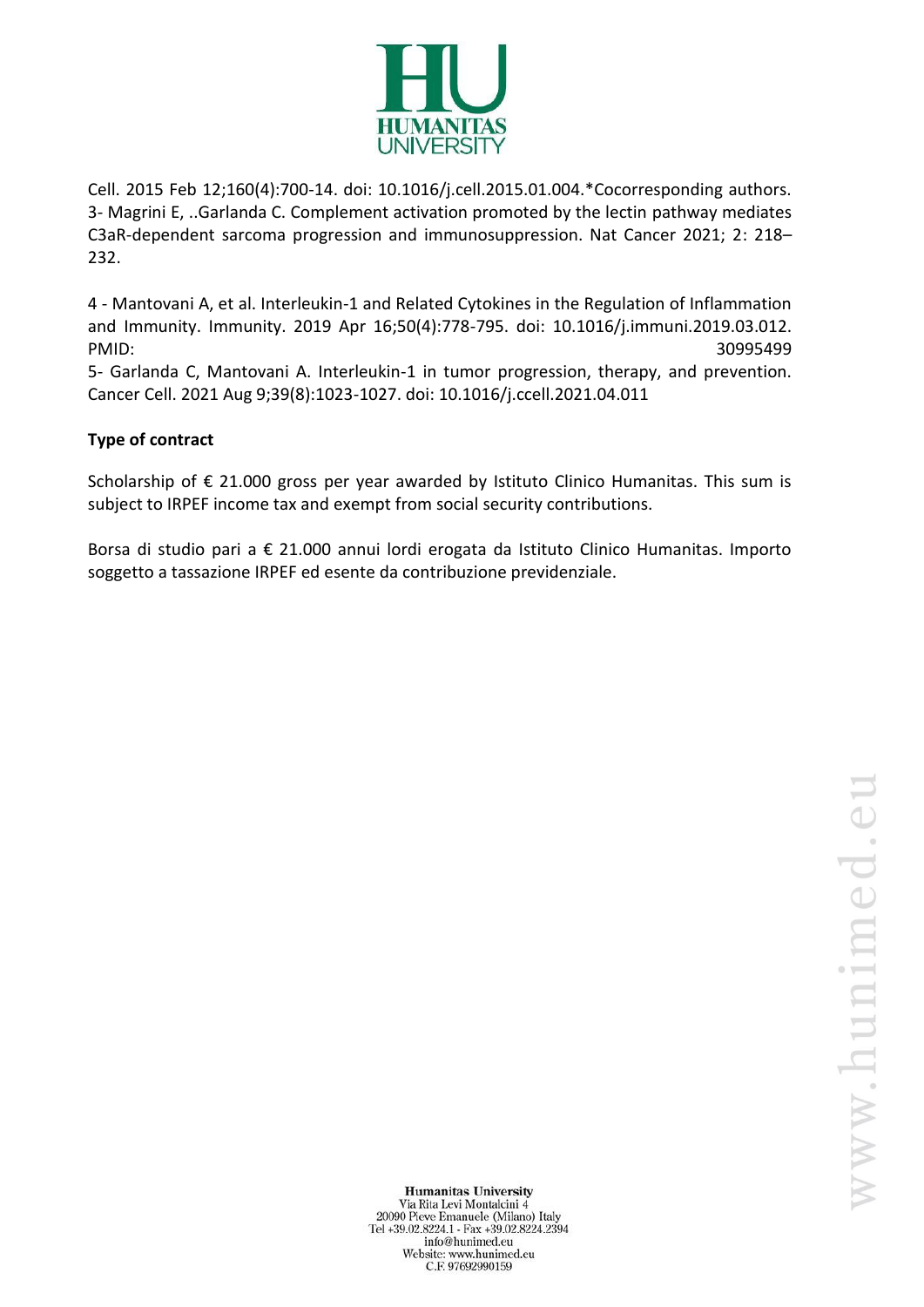Cell. 2015 Feb 12;160(4):700-14. doi: 10.1016/j.cell.2015.01.004.*Cocorresponding authors.
3- Magrini E, ..Garlanda C. Complement activation promoted by the lectin pathway mediates C3aR-dependent sarcoma progression and immunosuppression. Nat Cancer 2021; 2: 218–232.

4 - Mantovani A, et al. Interleukin-1 and Related Cytokines in the Regulation of Inflammation and Immunity. Immunity. 2019 Apr 16;50(4):778-795. doi: 10.1016/j.immuni.2019.03.012. PMID: 30995499
5- Garlanda C, Mantovani A. Interleukin-1 in tumor progression, therapy, and prevention. Cancer Cell. 2021 Aug 9;39(8):1023-1027. doi: 10.1016/j.ccell.2021.04.011

**Type of contract**

Scholarship of € 21.000 gross per year awarded by Istituto Clinico Humanitas. This sum is subject to IRPEF income tax and exempt from social security contributions.

Borsa di studio pari a € 21.000 annui lordi erogata da Istituto Clinico Humanitas. Importo soggetto a tassazione IRPEF ed esente da contribuzione previdenziale.